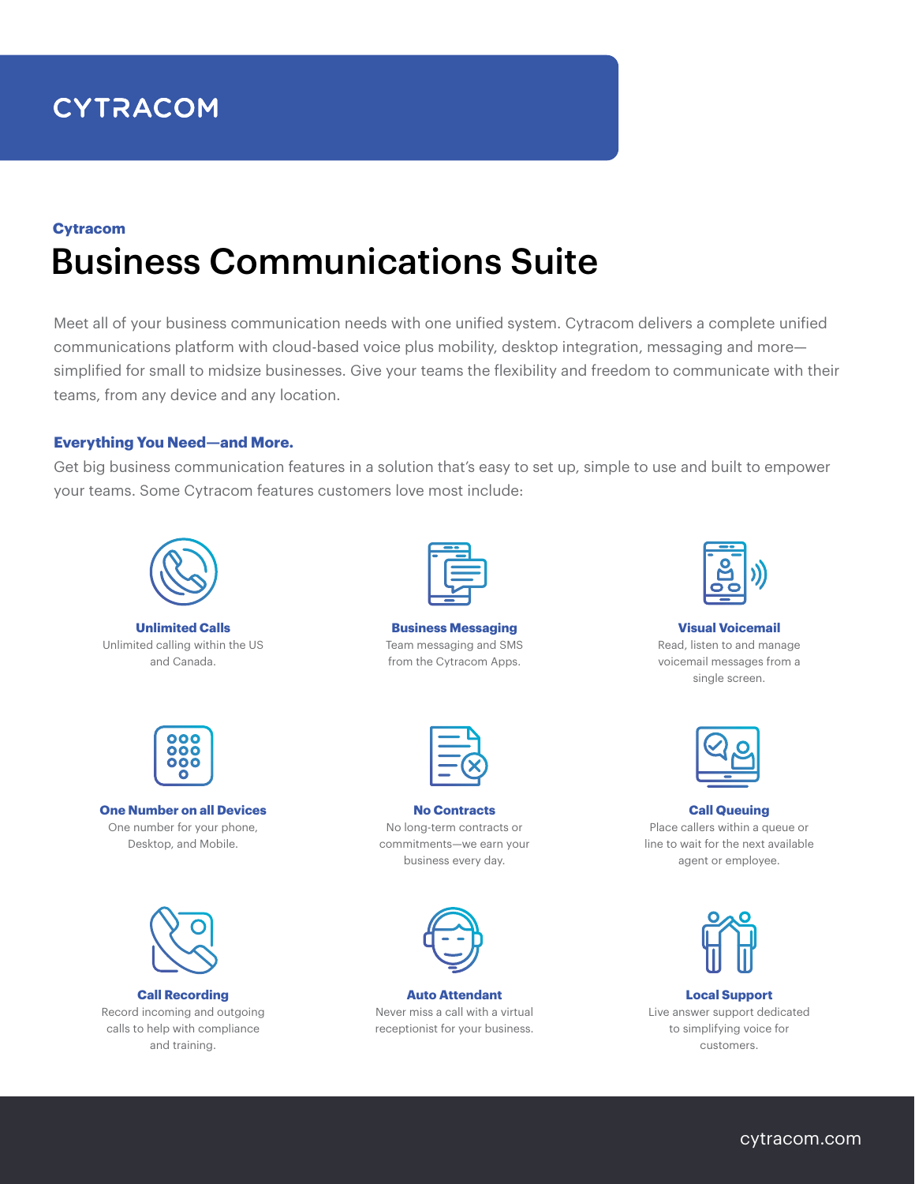CYTRACOM

**Cytracom**

# Business Communications Suite

Meet all of your business communication needs with one unified system. Cytracom delivers a complete unified communications platform with cloud-based voice plus mobility, desktop integration, messaging and more—simplified for small to midsize businesses. Give your teams the flexibility and freedom to communicate with their teams, from any device and any location.

### Everything You Need—and More.

Get big business communication features in a solution that's easy to set up, simple to use and built to empower your teams. Some Cytracom features customers love most include:

**Unlimited Calls**
Unlimited calling within the US and Canada.

**Business Messaging**
Team messaging and SMS from the Cytracom Apps.

**Visual Voicemail**
Read, listen to and manage voicemail messages from a single screen.

**One Number on all Devices**
One number for your phone, Desktop, and Mobile.

**No Contracts**
No long-term contracts or commitments—we earn your business every day.

**Call Queuing**
Place callers within a queue or line to wait for the next available agent or employee.

**Call Recording**
Record incoming and outgoing calls to help with compliance and training.

**Auto Attendant**
Never miss a call with a virtual receptionist for your business.

**Local Support**
Live answer support dedicated to simplifying voice for customers.

cytracom.com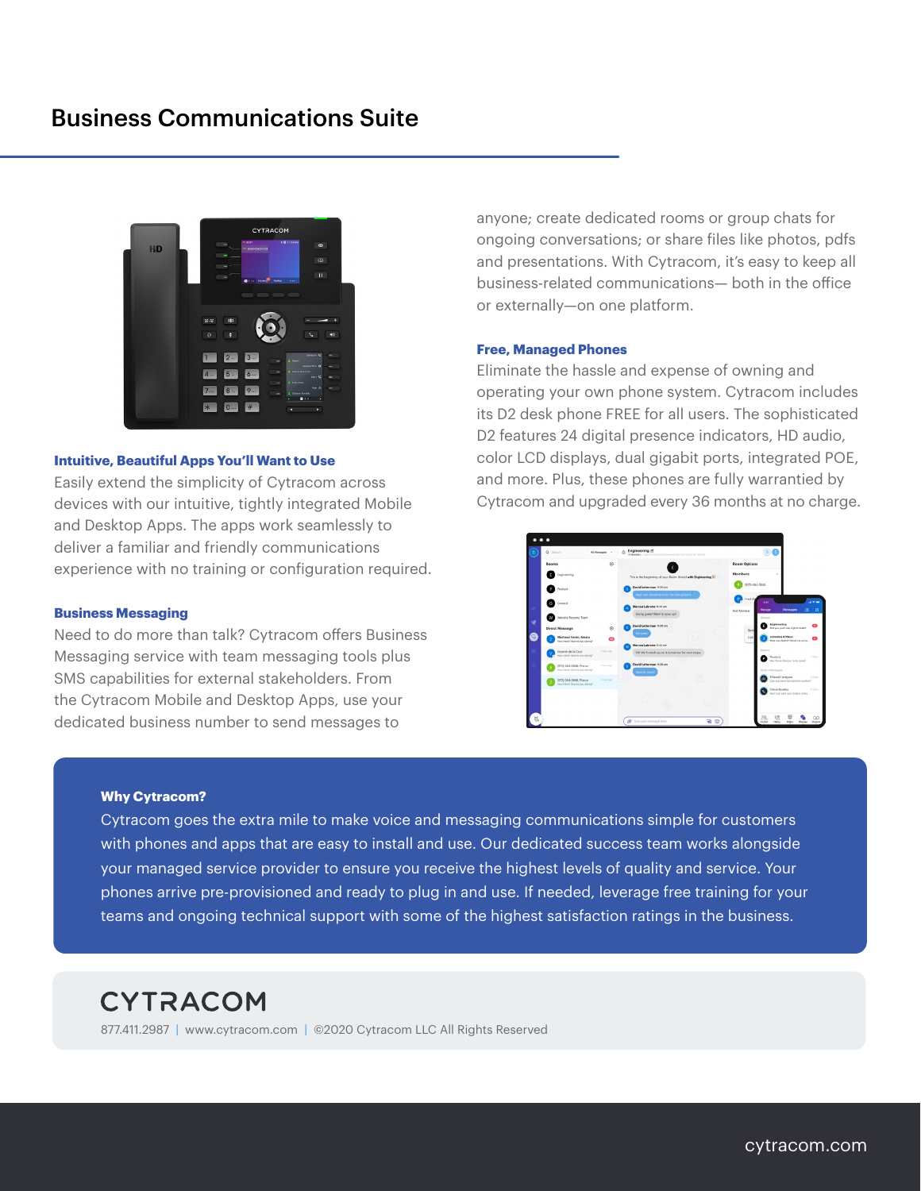# Business Communications Suite

### Intuitive, Beautiful Apps You'll Want to Use

Easily extend the simplicity of Cytracom across devices with our intuitive, tightly integrated Mobile and Desktop Apps. The apps work seamlessly to deliver a familiar and friendly communications experience with no training or configuration required.

### Business Messaging

Need to do more than talk? Cytracom offers Business Messaging service with team messaging tools plus SMS capabilities for external stakeholders. From the Cytracom Mobile and Desktop Apps, use your dedicated business number to send messages to anyone; create dedicated rooms or group chats for ongoing conversations; or share files like photos, pdfs and presentations. With Cytracom, it's easy to keep all business-related communications— both in the office or externally—on one platform.

### Free, Managed Phones

Eliminate the hassle and expense of owning and operating your own phone system. Cytracom includes its D2 desk phone FREE for all users. The sophisticated D2 features 24 digital presence indicators, HD audio, color LCD displays, dual gigabit ports, integrated POE, and more. Plus, these phones are fully warrantied by Cytracom and upgraded every 36 months at no charge.

**Why Cytracom?**

Cytracom goes the extra mile to make voice and messaging communications simple for customers with phones and apps that are easy to install and use. Our dedicated success team works alongside your managed service provider to ensure you receive the highest levels of quality and service. Your phones arrive pre-provisioned and ready to plug in and use. If needed, leverage free training for your teams and ongoing technical support with some of the highest satisfaction ratings in the business.

CYTRACOM

877.411.2987 | www.cytracom.com | ©2020 Cytracom LLC All Rights Reserved

cytracom.com